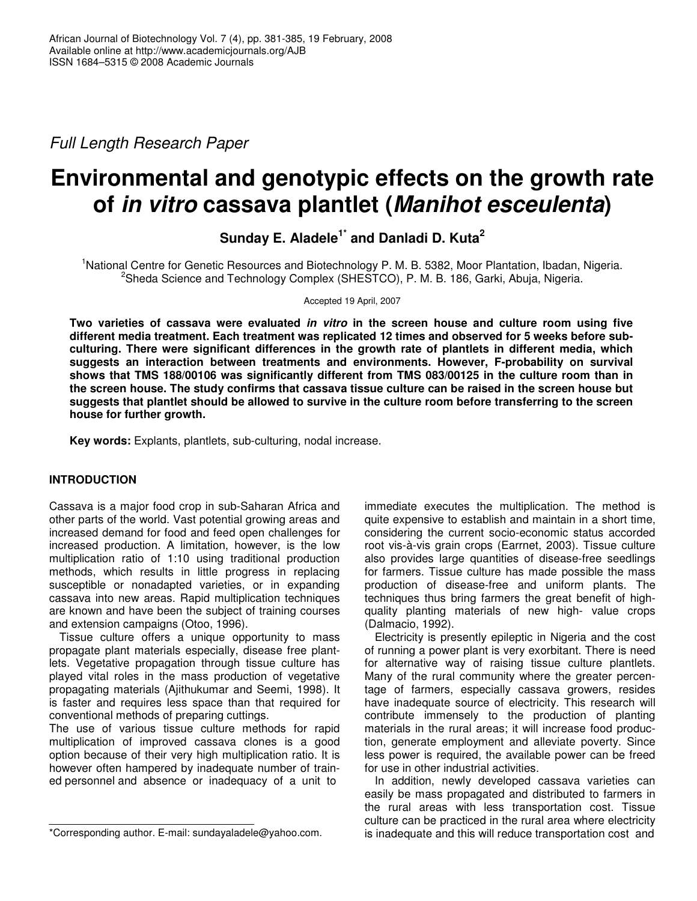*Full Length Research Paper*

# Environmental and genotypic effects on the growth rate of *in vitro* cassava plantlet (*Manihot esceulenta*)

**Sunday E. Aladele[1*] and Danladi D. Kuta[2]**

[1]National Centre for Genetic Resources and Biotechnology P. M. B. 5382, Moor Plantation, Ibadan, Nigeria.
[2]Sheda Science and Technology Complex (SHESTCO), P. M. B. 186, Garki, Abuja, Nigeria.

Accepted 19 April, 2007

**Two varieties of cassava were evaluated *in vitro* in the screen house and culture room using five different media treatment. Each treatment was replicated 12 times and observed for 5 weeks before sub-culturing. There were significant differences in the growth rate of plantlets in different media, which suggests an interaction between treatments and environments. However, F-probability on survival shows that TMS 188/00106 was significantly different from TMS 083/00125 in the culture room than in the screen house. The study confirms that cassava tissue culture can be raised in the screen house but suggests that plantlet should be allowed to survive in the culture room before transferring to the screen house for further growth.**

**Key words:** Explants, plantlets, sub-culturing, nodal increase.

## INTRODUCTION

Cassava is a major food crop in sub-Saharan Africa and other parts of the world. Vast potential growing areas and increased demand for food and feed open challenges for increased production. A limitation, however, is the low multiplication ratio of 1:10 using traditional production methods, which results in little progress in replacing susceptible or nonadapted varieties, or in expanding cassava into new areas. Rapid multiplication techniques are known and have been the subject of training courses and extension campaigns (Otoo, 1996).

Tissue culture offers a unique opportunity to mass propagate plant materials especially, disease free plantlets. Vegetative propagation through tissue culture has played vital roles in the mass production of vegetative propagating materials (Ajithukumar and Seemi, 1998). It is faster and requires less space than that required for conventional methods of preparing cuttings.

The use of various tissue culture methods for rapid multiplication of improved cassava clones is a good option because of their very high multiplication ratio. It is however often hampered by inadequate number of trained personnel and absence or inadequacy of a unit to immediate executes the multiplication. The method is quite expensive to establish and maintain in a short time, considering the current socio-economic status accorded root vis-à-vis grain crops (Earrnet, 2003). Tissue culture also provides large quantities of disease-free seedlings for farmers. Tissue culture has made possible the mass production of disease-free and uniform plants. The techniques thus bring farmers the great benefit of high-quality planting materials of new high- value crops (Dalmacio, 1992).

Electricity is presently epileptic in Nigeria and the cost of running a power plant is very exorbitant. There is need for alternative way of raising tissue culture plantlets. Many of the rural community where the greater percentage of farmers, especially cassava growers, resides have inadequate source of electricity. This research will contribute immensely to the production of planting materials in the rural areas; it will increase food production, generate employment and alleviate poverty. Since less power is required, the available power can be freed for use in other industrial activities.

In addition, newly developed cassava varieties can easily be mass propagated and distributed to farmers in the rural areas with less transportation cost. Tissue culture can be practiced in the rural area where electricity is inadequate and this will reduce transportation cost and

\*Corresponding author. E-mail: sundayaladele@yahoo.com.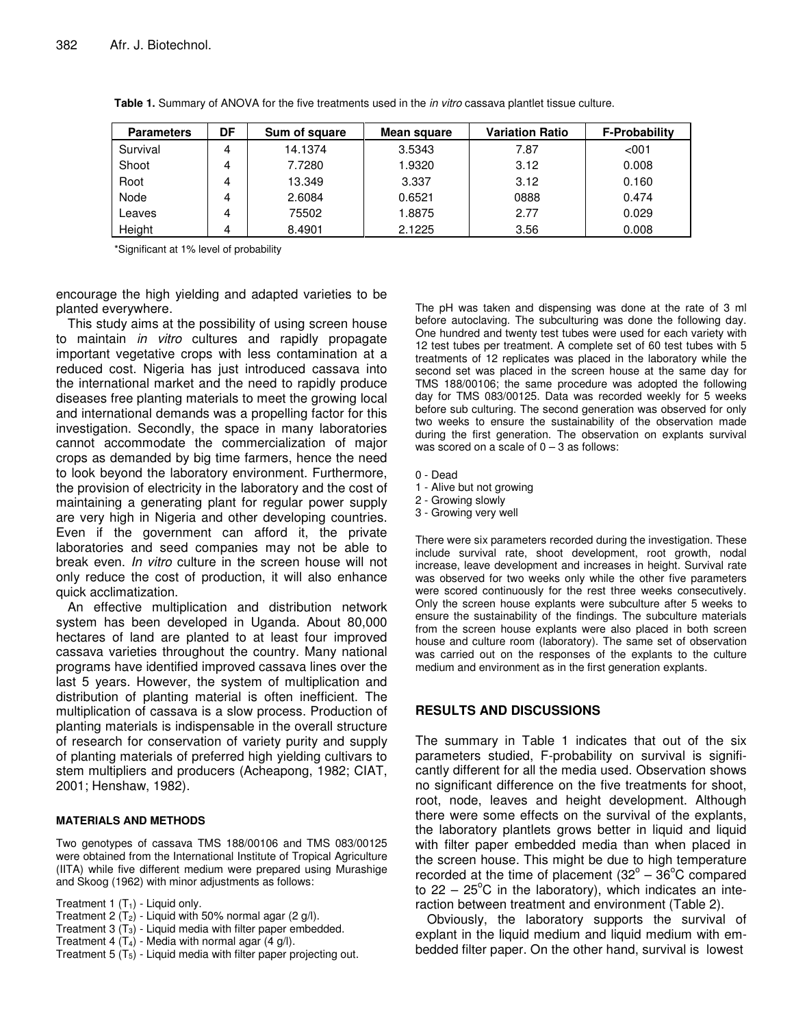**Table 1.** Summary of ANOVA for the five treatments used in the *in vitro* cassava plantlet tissue culture.

| Parameters | DF | Sum of square | Mean square | Variation Ratio | F-Probability |
|---|---|---|---|---|---|
| Survival | 4 | 14.1374 | 3.5343 | 7.87 | <001 |
| Shoot | 4 | 7.7280 | 1.9320 | 3.12 | 0.008 |
| Root | 4 | 13.349 | 3.337 | 3.12 | 0.160 |
| Node | 4 | 2.6084 | 0.6521 | 0888 | 0.474 |
| Leaves | 4 | 75502 | 1.8875 | 2.77 | 0.029 |
| Height | 4 | 8.4901 | 2.1225 | 3.56 | 0.008 |

*Significant at 1% level of probability

encourage the high yielding and adapted varieties to be planted everywhere.

This study aims at the possibility of using screen house to maintain *in vitro* cultures and rapidly propagate important vegetative crops with less contamination at a reduced cost. Nigeria has just introduced cassava into the international market and the need to rapidly produce diseases free planting materials to meet the growing local and international demands was a propelling factor for this investigation. Secondly, the space in many laboratories cannot accommodate the commercialization of major crops as demanded by big time farmers, hence the need to look beyond the laboratory environment. Furthermore, the provision of electricity in the laboratory and the cost of maintaining a generating plant for regular power supply are very high in Nigeria and other developing countries. Even if the government can afford it, the private laboratories and seed companies may not be able to break even. *In vitro* culture in the screen house will not only reduce the cost of production, it will also enhance quick acclimatization.

An effective multiplication and distribution network system has been developed in Uganda. About 80,000 hectares of land are planted to at least four improved cassava varieties throughout the country. Many national programs have identified improved cassava lines over the last 5 years. However, the system of multiplication and distribution of planting material is often inefficient. The multiplication of cassava is a slow process. Production of planting materials is indispensable in the overall structure of research for conservation of variety purity and supply of planting materials of preferred high yielding cultivars to stem multipliers and producers (Acheapong, 1982; CIAT, 2001; Henshaw, 1982).

## MATERIALS AND METHODS

Two genotypes of cassava TMS 188/00106 and TMS 083/00125 were obtained from the International Institute of Tropical Agriculture (IITA) while five different medium were prepared using Murashige and Skoog (1962) with minor adjustments as follows:

Treatment 1 ($T_1$) - Liquid only.
Treatment 2 ($T_2$) - Liquid with 50% normal agar (2 g/l).
Treatment 3 ($T_3$) - Liquid media with filter paper embedded.
Treatment 4 ($T_4$) - Media with normal agar (4 g/l).
Treatment 5 ($T_5$) - Liquid media with filter paper projecting out.

The pH was taken and dispensing was done at the rate of 3 ml before autoclaving. The subculturing was done the following day. One hundred and twenty test tubes were used for each variety with 12 test tubes per treatment. A complete set of 60 test tubes with 5 treatments of 12 replicates was placed in the laboratory while the second set was placed in the screen house at the same day for TMS 188/00106; the same procedure was adopted the following day for TMS 083/00125. Data was recorded weekly for 5 weeks before sub culturing. The second generation was observed for only two weeks to ensure the sustainability of the observation made during the first generation. The observation on explants survival was scored on a scale of 0 – 3 as follows:

0 - Dead
1 - Alive but not growing
2 - Growing slowly
3 - Growing very well

There were six parameters recorded during the investigation. These include survival rate, shoot development, root growth, nodal increase, leave development and increases in height. Survival rate was observed for two weeks only while the other five parameters were scored continuously for the rest three weeks consecutively. Only the screen house explants were subculture after 5 weeks to ensure the sustainability of the findings. The subculture materials from the screen house explants were also placed in both screen house and culture room (laboratory). The same set of observation was carried out on the responses of the explants to the culture medium and environment as in the first generation explants.

## RESULTS AND DISCUSSIONS

The summary in Table 1 indicates that out of the six parameters studied, F-probability on survival is significantly different for all the media used. Observation shows no significant difference on the five treatments for shoot, root, node, leaves and height development. Although there were some effects on the survival of the explants, the laboratory plantlets grows better in liquid and liquid with filter paper embedded media than when placed in the screen house. This might be due to high temperature recorded at the time of placement ($32^o$ – $36^oC$ compared to 22 – $25^oC$ in the laboratory), which indicates an interaction between treatment and environment (Table 2).

Obviously, the laboratory supports the survival of explant in the liquid medium and liquid medium with embedded filter paper. On the other hand, survival is lowest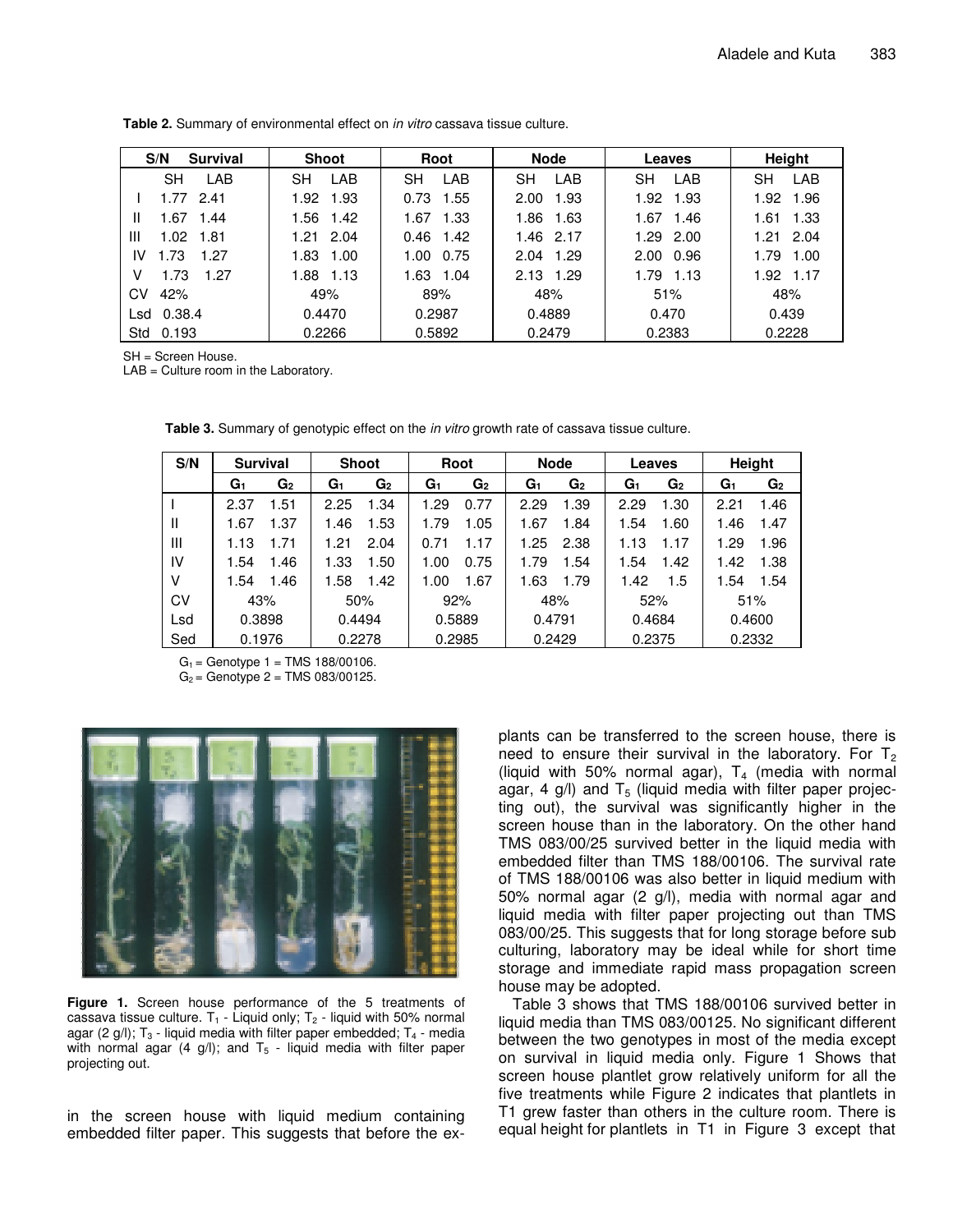**Table 2.** Summary of environmental effect on *in vitro* cassava tissue culture.

| S/N | Survival | | Shoot | | Root | | Node | | Leaves | | Height | |
|---|---|---|---|---|---|---|---|---|---|---|---|---|
| | SH | LAB | SH | LAB | SH | LAB | SH | LAB | SH | LAB | SH | LAB |
| I | 1.77 | 2.41 | 1.92 | 1.93 | 0.73 | 1.55 | 2.00 | 1.93 | 1.92 | 1.93 | 1.92 | 1.96 |
| II | 1.67 | 1.44 | 1.56 | 1.42 | 1.67 | 1.33 | 1.86 | 1.63 | 1.67 | 1.46 | 1.61 | 1.33 |
| III | 1.02 | 1.81 | 1.21 | 2.04 | 0.46 | 1.42 | 1.46 | 2.17 | 1.29 | 2.00 | 1.21 | 2.04 |
| IV | 1.73 | 1.27 | 1.83 | 1.00 | 1.00 | 0.75 | 2.04 | 1.29 | 2.00 | 0.96 | 1.79 | 1.00 |
| V | 1.73 | 1.27 | 1.88 | 1.13 | 1.63 | 1.04 | 2.13 | 1.29 | 1.79 | 1.13 | 1.92 | 1.17 |
| CV | 42% | | 49% | | 89% | | 48% | | 51% | | 48% | |
| Lsd | 0.38.4 | | 0.4470 | | 0.2987 | | 0.4889 | | 0.470 | | 0.439 | |
| Std | 0.193 | | 0.2266 | | 0.5892 | | 0.2479 | | 0.2383 | | 0.2228 | |

SH = Screen House.
LAB = Culture room in the Laboratory.

**Table 3.** Summary of genotypic effect on the *in vitro* growth rate of cassava tissue culture.

| S/N | Survival | | Shoot | | Root | | Node | | Leaves | | Height | |
|---|---|---|---|---|---|---|---|---|---|---|---|---|
| | $G_1$ | $G_2$ | $G_1$ | $G_2$ | $G_1$ | $G_2$ | $G_1$ | $G_2$ | $G_1$ | $G_2$ | $G_1$ | $G_2$ |
| I | 2.37 | 1.51 | 2.25 | 1.34 | 1.29 | 0.77 | 2.29 | 1.39 | 2.29 | 1.30 | 2.21 | 1.46 |
| II | 1.67 | 1.37 | 1.46 | 1.53 | 1.79 | 1.05 | 1.67 | 1.84 | 1.54 | 1.60 | 1.46 | 1.47 |
| III | 1.13 | 1.71 | 1.21 | 2.04 | 0.71 | 1.17 | 1.25 | 2.38 | 1.13 | 1.17 | 1.29 | 1.96 |
| IV | 1.54 | 1.46 | 1.33 | 1.50 | 1.00 | 0.75 | 1.79 | 1.54 | 1.54 | 1.42 | 1.42 | 1.38 |
| V | 1.54 | 1.46 | 1.58 | 1.42 | 1.00 | 1.67 | 1.63 | 1.79 | 1.42 | 1.5 | 1.54 | 1.54 |
| CV | 43% | | 50% | | 92% | | 48% | | 52% | | 51% | |
| Lsd | 0.3898 | | 0.4494 | | 0.5889 | | 0.4791 | | 0.4684 | | 0.4600 | |
| Sed | 0.1976 | | 0.2278 | | 0.2985 | | 0.2429 | | 0.2375 | | 0.2332 | |

$G_1$ = Genotype 1 = TMS 188/00106.
$G_2$ = Genotype 2 = TMS 083/00125.

**Figure 1.** Screen house performance of the 5 treatments of cassava tissue culture. $T_1$ - Liquid only; $T_2$ - liquid with 50% normal agar (2 g/l); $T_3$ - liquid media with filter paper embedded; $T_4$ - media with normal agar (4 g/l); and $T_5$ - liquid media with filter paper projecting out.

in the screen house with liquid medium containing embedded filter paper. This suggests that before the ex-plants can be transferred to the screen house, there is need to ensure their survival in the laboratory. For $T_2$ (liquid with 50% normal agar), $T_4$ (media with normal agar, 4 g/l) and $T_5$ (liquid media with filter paper projecting out), the survival was significantly higher in the screen house than in the laboratory. On the other hand TMS 083/00/25 survived better in the liquid media with embedded filter than TMS 188/00106. The survival rate of TMS 188/00106 was also better in liquid medium with 50% normal agar (2 g/l), media with normal agar and liquid media with filter paper projecting out than TMS 083/00/25. This suggests that for long storage before sub culturing, laboratory may be ideal while for short time storage and immediate rapid mass propagation screen house may be adopted.

Table 3 shows that TMS 188/00106 survived better in liquid media than TMS 083/00125. No significant different between the two genotypes in most of the media except on survival in liquid media only. Figure 1 Shows that screen house plantlet grow relatively uniform for all the five treatments while Figure 2 indicates that plantlets in T1 grew faster than others in the culture room. There is equal height for plantlets in T1 in Figure 3 except that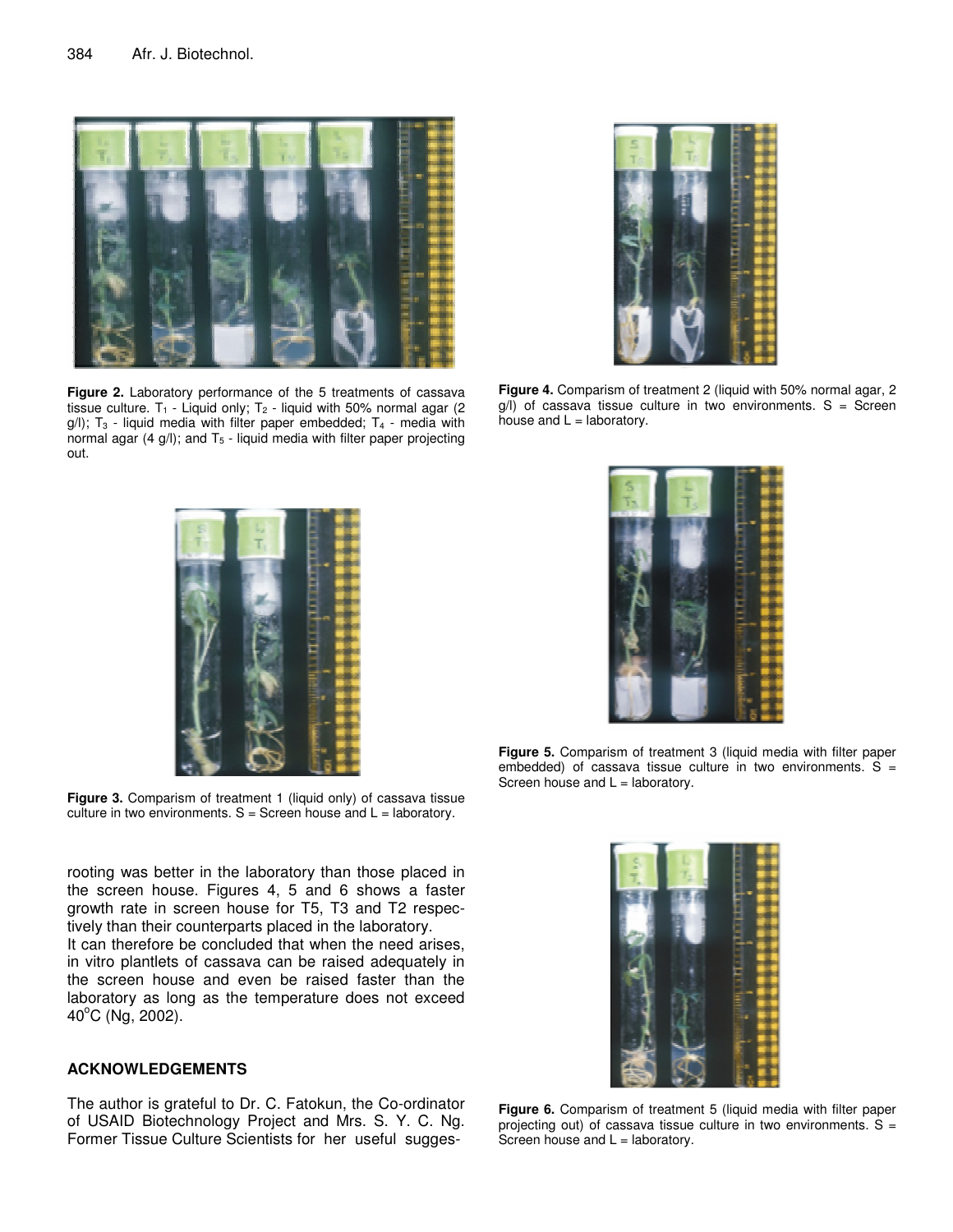Figure 2. Laboratory performance of the 5 treatments of cassava tissue culture. $T_1$ - Liquid only; $T_2$ - liquid with 50% normal agar (2 g/l); $T_3$ - liquid media with filter paper embedded; $T_4$ - media with normal agar (4 g/l); and $T_5$ - liquid media with filter paper projecting out.

Figure 3. Comparism of treatment 1 (liquid only) of cassava tissue culture in two environments. S = Screen house and L = laboratory.

rooting was better in the laboratory than those placed in the screen house. Figures 4, 5 and 6 shows a faster growth rate in screen house for T5, T3 and T2 respectively than their counterparts placed in the laboratory.

It can therefore be concluded that when the need arises, in vitro plantlets of cassava can be raised adequately in the screen house and even be raised faster than the laboratory as long as the temperature does not exceed 40°C (Ng, 2002).

## ACKNOWLEDGEMENTS

The author is grateful to Dr. C. Fatokun, the Co-ordinator of USAID Biotechnology Project and Mrs. S. Y. C. Ng. Former Tissue Culture Scientists for her useful sugges-

Figure 4. Comparism of treatment 2 (liquid with 50% normal agar, 2 g/l) of cassava tissue culture in two environments. S = Screen house and L = laboratory.

Figure 5. Comparism of treatment 3 (liquid media with filter paper embedded) of cassava tissue culture in two environments. S = Screen house and L = laboratory.

Figure 6. Comparism of treatment 5 (liquid media with filter paper projecting out) of cassava tissue culture in two environments. S = Screen house and L = laboratory.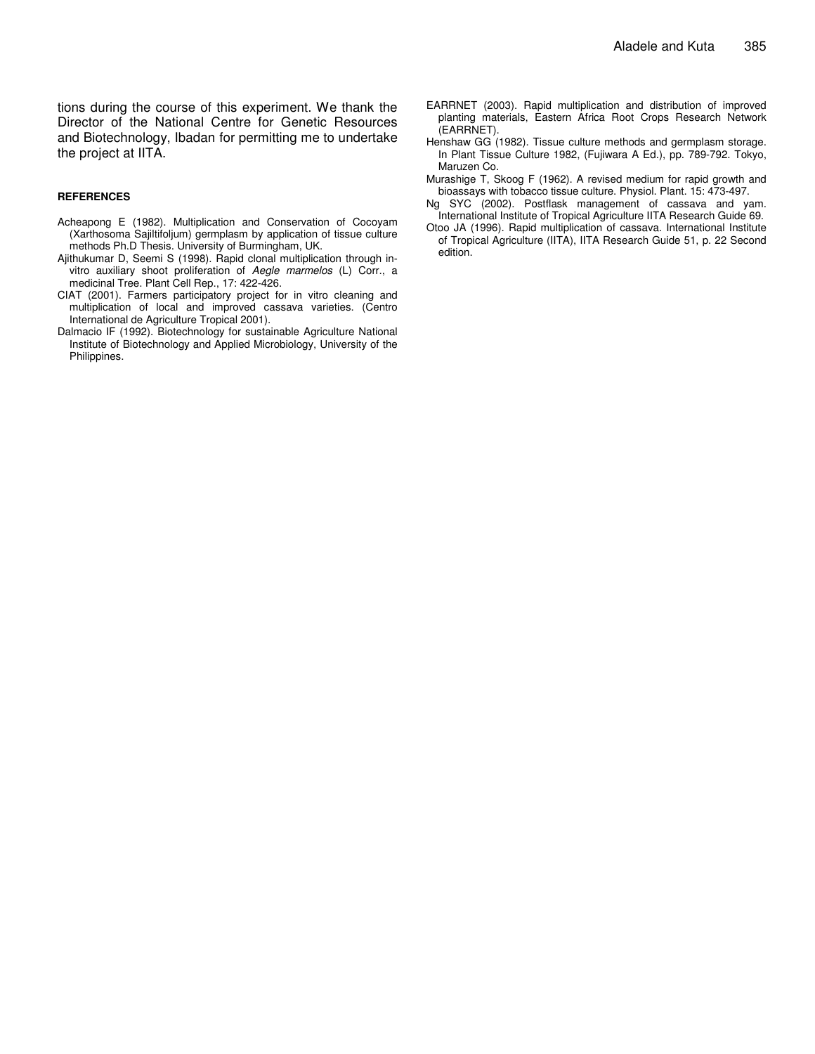tions during the course of this experiment. We thank the Director of the National Centre for Genetic Resources and Biotechnology, Ibadan for permitting me to undertake the project at IITA.

## REFERENCES

Acheapong E (1982). Multiplication and Conservation of Cocoyam (Xarthosoma Sajiltifoljum) germplasm by application of tissue culture methods Ph.D Thesis. University of Burmingham, UK.

Ajithukumar D, Seemi S (1998). Rapid clonal multiplication through in-vitro auxiliary shoot proliferation of *Aegle marmelos* (L) Corr., a medicinal Tree. Plant Cell Rep., 17: 422-426.

CIAT (2001). Farmers participatory project for in vitro cleaning and multiplication of local and improved cassava varieties. (Centro International de Agriculture Tropical 2001).

Dalmacio IF (1992). Biotechnology for sustainable Agriculture National Institute of Biotechnology and Applied Microbiology, University of the Philippines.

EARRNET (2003). Rapid multiplication and distribution of improved planting materials, Eastern Africa Root Crops Research Network (EARRNET).

Henshaw GG (1982). Tissue culture methods and germplasm storage. In Plant Tissue Culture 1982, (Fujiwara A Ed.), pp. 789-792. Tokyo, Maruzen Co.

Murashige T, Skoog F (1962). A revised medium for rapid growth and bioassays with tobacco tissue culture. Physiol. Plant. 15: 473-497.

Ng SYC (2002). Postflask management of cassava and yam. International Institute of Tropical Agriculture IITA Research Guide 69.

Otoo JA (1996). Rapid multiplication of cassava. International Institute of Tropical Agriculture (IITA), IITA Research Guide 51, p. 22 Second edition.